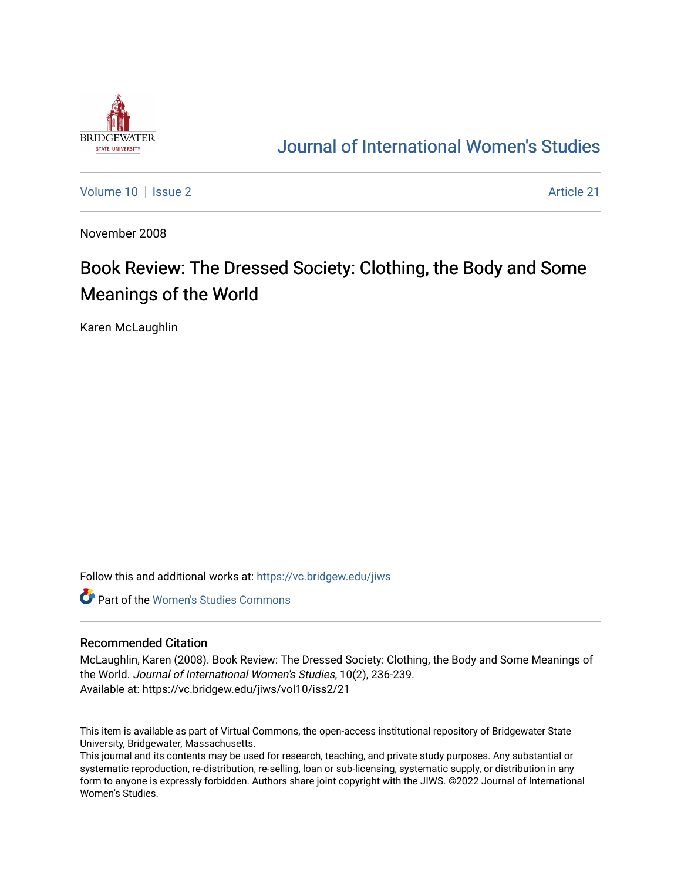# Journal of International Women's Studies

Volume 10 | Issue 2 | Article 21

November 2008

## Book Review: The Dressed Society: Clothing, the Body and Some Meanings of the World

Karen McLaughlin

Follow this and additional works at: https://vc.bridgew.edu/jiws

Part of the Women's Studies Commons

### Recommended Citation

McLaughlin, Karen (2008). Book Review: The Dressed Society: Clothing, the Body and Some Meanings of the World. *Journal of International Women's Studies*, 10(2), 236-239.
Available at: https://vc.bridgew.edu/jiws/vol10/iss2/21

This item is available as part of Virtual Commons, the open-access institutional repository of Bridgewater State University, Bridgewater, Massachusetts.
This journal and its contents may be used for research, teaching, and private study purposes. Any substantial or systematic reproduction, re-distribution, re-selling, loan or sub-licensing, systematic supply, or distribution in any form to anyone is expressly forbidden. Authors share joint copyright with the JIWS. ©2022 Journal of International Women's Studies.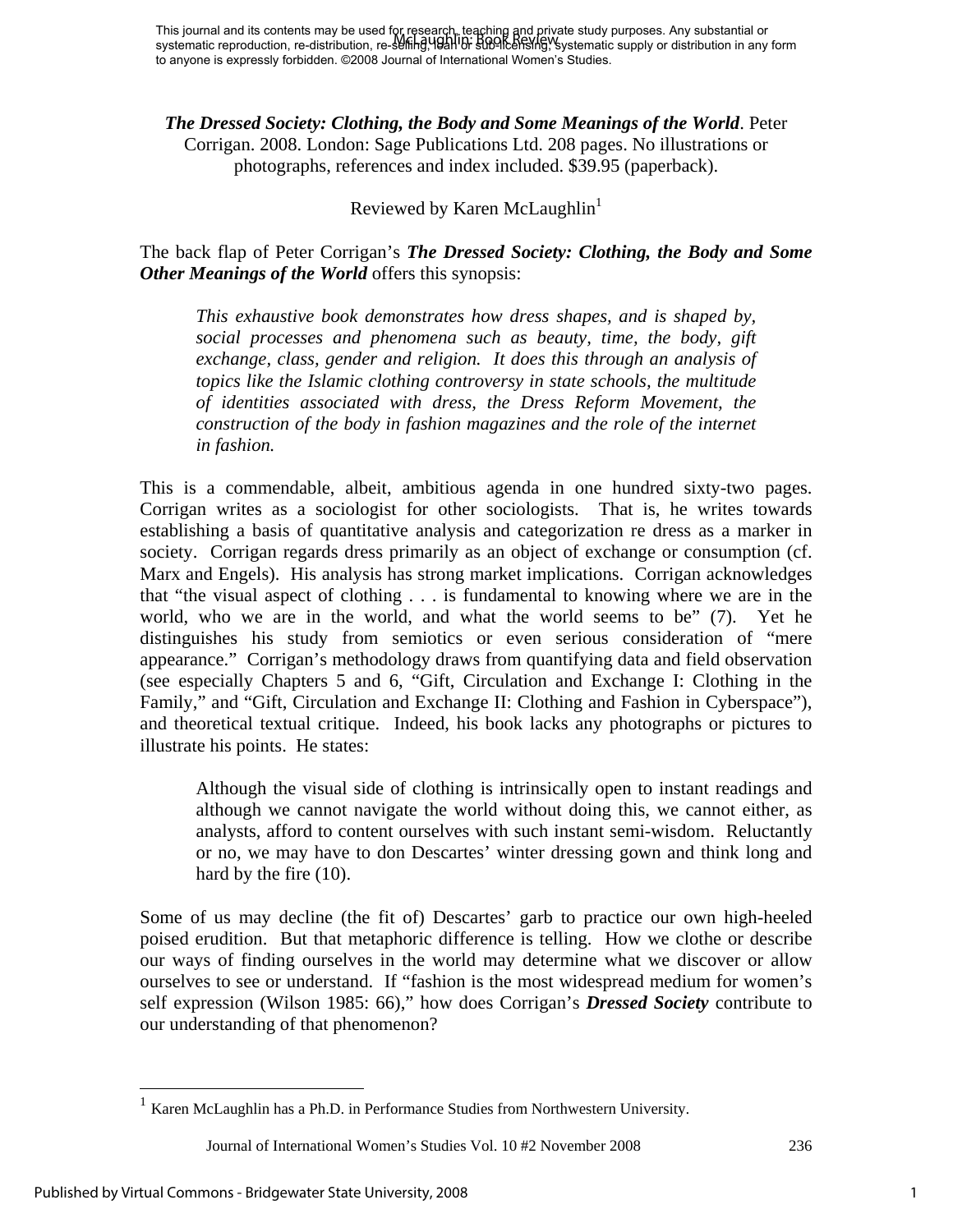*The Dressed Society: Clothing, the Body and Some Meanings of the World*. Peter Corrigan. 2008. London: Sage Publications Ltd. 208 pages. No illustrations or photographs, references and index included. $39.95 (paperback).

Reviewed by Karen McLaughlin[1]

The back flap of Peter Corrigan's ***The Dressed Society: Clothing, the Body and Some Other Meanings of the World*** offers this synopsis:

> *This exhaustive book demonstrates how dress shapes, and is shaped by, social processes and phenomena such as beauty, time, the body, gift exchange, class, gender and religion. It does this through an analysis of topics like the Islamic clothing controversy in state schools, the multitude of identities associated with dress, the Dress Reform Movement, the construction of the body in fashion magazines and the role of the internet in fashion.*

This is a commendable, albeit, ambitious agenda in one hundred sixty-two pages. Corrigan writes as a sociologist for other sociologists. That is, he writes towards establishing a basis of quantitative analysis and categorization re dress as a marker in society. Corrigan regards dress primarily as an object of exchange or consumption (cf. Marx and Engels). His analysis has strong market implications. Corrigan acknowledges that "the visual aspect of clothing . . . is fundamental to knowing where we are in the world, who we are in the world, and what the world seems to be" (7). Yet he distinguishes his study from semiotics or even serious consideration of "mere appearance." Corrigan's methodology draws from quantifying data and field observation (see especially Chapters 5 and 6, "Gift, Circulation and Exchange I: Clothing in the Family," and "Gift, Circulation and Exchange II: Clothing and Fashion in Cyberspace"), and theoretical textual critique. Indeed, his book lacks any photographs or pictures to illustrate his points. He states:

> Although the visual side of clothing is intrinsically open to instant readings and although we cannot navigate the world without doing this, we cannot either, as analysts, afford to content ourselves with such instant semi-wisdom. Reluctantly or no, we may have to don Descartes' winter dressing gown and think long and hard by the fire (10).

Some of us may decline (the fit of) Descartes' garb to practice our own high-heeled poised erudition. But that metaphoric difference is telling. How we clothe or describe our ways of finding ourselves in the world may determine what we discover or allow ourselves to see or understand. If "fashion is the most widespread medium for women's self expression (Wilson 1985: 66)," how does Corrigan's ***Dressed Society*** contribute to our understanding of that phenomenon?

[1] Karen McLaughlin has a Ph.D. in Performance Studies from Northwestern University.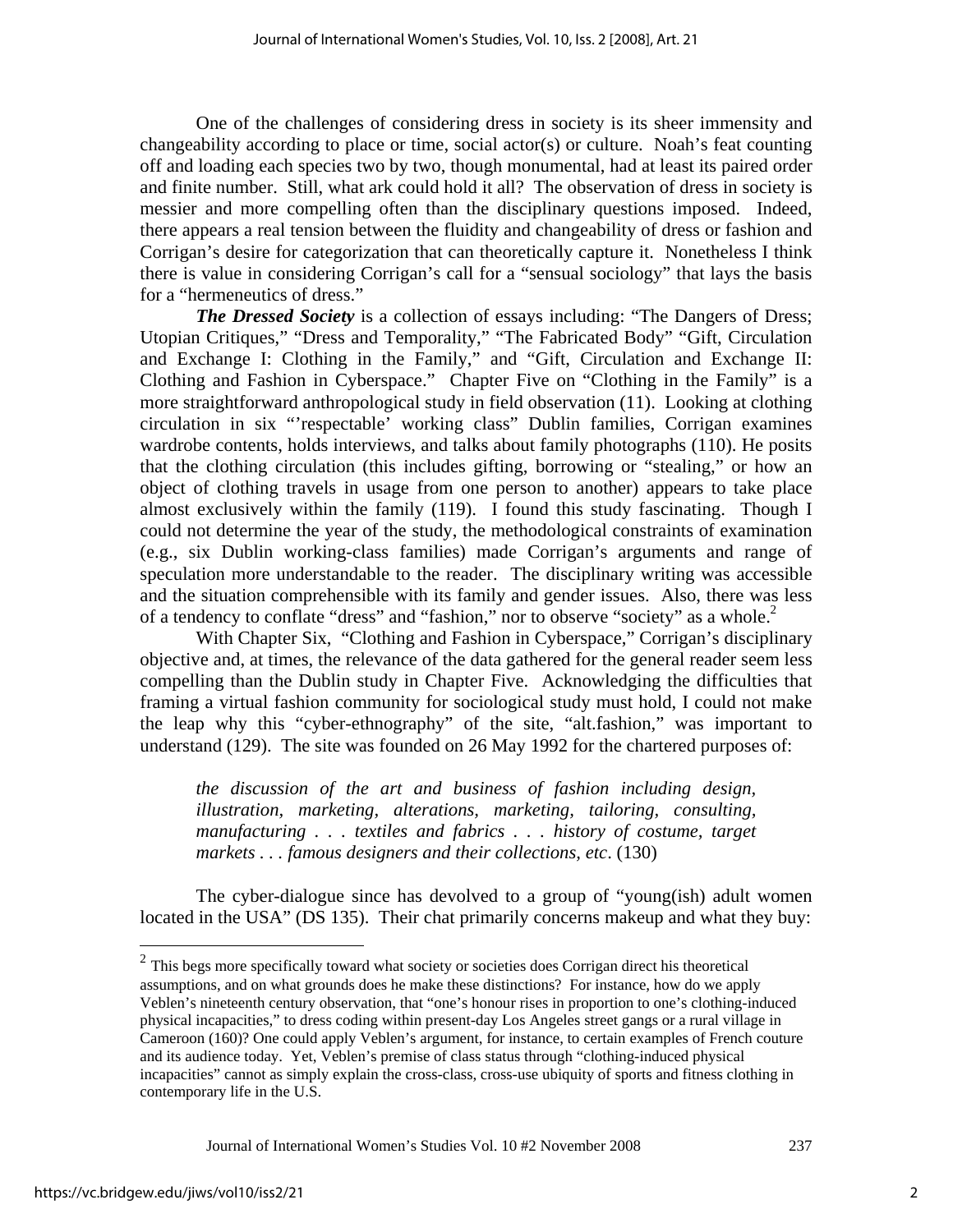One of the challenges of considering dress in society is its sheer immensity and changeability according to place or time, social actor(s) or culture. Noah's feat counting off and loading each species two by two, though monumental, had at least its paired order and finite number. Still, what ark could hold it all? The observation of dress in society is messier and more compelling often than the disciplinary questions imposed. Indeed, there appears a real tension between the fluidity and changeability of dress or fashion and Corrigan's desire for categorization that can theoretically capture it. Nonetheless I think there is value in considering Corrigan's call for a "sensual sociology" that lays the basis for a "hermeneutics of dress."

***The Dressed Society*** is a collection of essays including: "The Dangers of Dress; Utopian Critiques," "Dress and Temporality," "The Fabricated Body" "Gift, Circulation and Exchange I: Clothing in the Family," and "Gift, Circulation and Exchange II: Clothing and Fashion in Cyberspace." Chapter Five on "Clothing in the Family" is a more straightforward anthropological study in field observation (11). Looking at clothing circulation in six "'respectable' working class" Dublin families, Corrigan examines wardrobe contents, holds interviews, and talks about family photographs (110). He posits that the clothing circulation (this includes gifting, borrowing or "stealing," or how an object of clothing travels in usage from one person to another) appears to take place almost exclusively within the family (119). I found this study fascinating. Though I could not determine the year of the study, the methodological constraints of examination (e.g., six Dublin working-class families) made Corrigan's arguments and range of speculation more understandable to the reader. The disciplinary writing was accessible and the situation comprehensible with its family and gender issues. Also, there was less of a tendency to conflate "dress" and "fashion," nor to observe "society" as a whole.[2]

With Chapter Six, "Clothing and Fashion in Cyberspace," Corrigan's disciplinary objective and, at times, the relevance of the data gathered for the general reader seem less compelling than the Dublin study in Chapter Five. Acknowledging the difficulties that framing a virtual fashion community for sociological study must hold, I could not make the leap why this "cyber-ethnography" of the site, "alt.fashion," was important to understand (129). The site was founded on 26 May 1992 for the chartered purposes of:

> *the discussion of the art and business of fashion including design, illustration, marketing, alterations, marketing, tailoring, consulting, manufacturing . . . textiles and fabrics . . . history of costume, target markets . . . famous designers and their collections, etc*. (130)

The cyber-dialogue since has devolved to a group of "young(ish) adult women located in the USA" (DS 135). Their chat primarily concerns makeup and what they buy:

---

[2] This begs more specifically toward what society or societies does Corrigan direct his theoretical assumptions, and on what grounds does he make these distinctions? For instance, how do we apply Veblen's nineteenth century observation, that "one's honour rises in proportion to one's clothing-induced physical incapacities," to dress coding within present-day Los Angeles street gangs or a rural village in Cameroon (160)? One could apply Veblen's argument, for instance, to certain examples of French couture and its audience today. Yet, Veblen's premise of class status through "clothing-induced physical incapacities" cannot as simply explain the cross-class, cross-use ubiquity of sports and fitness clothing in contemporary life in the U.S.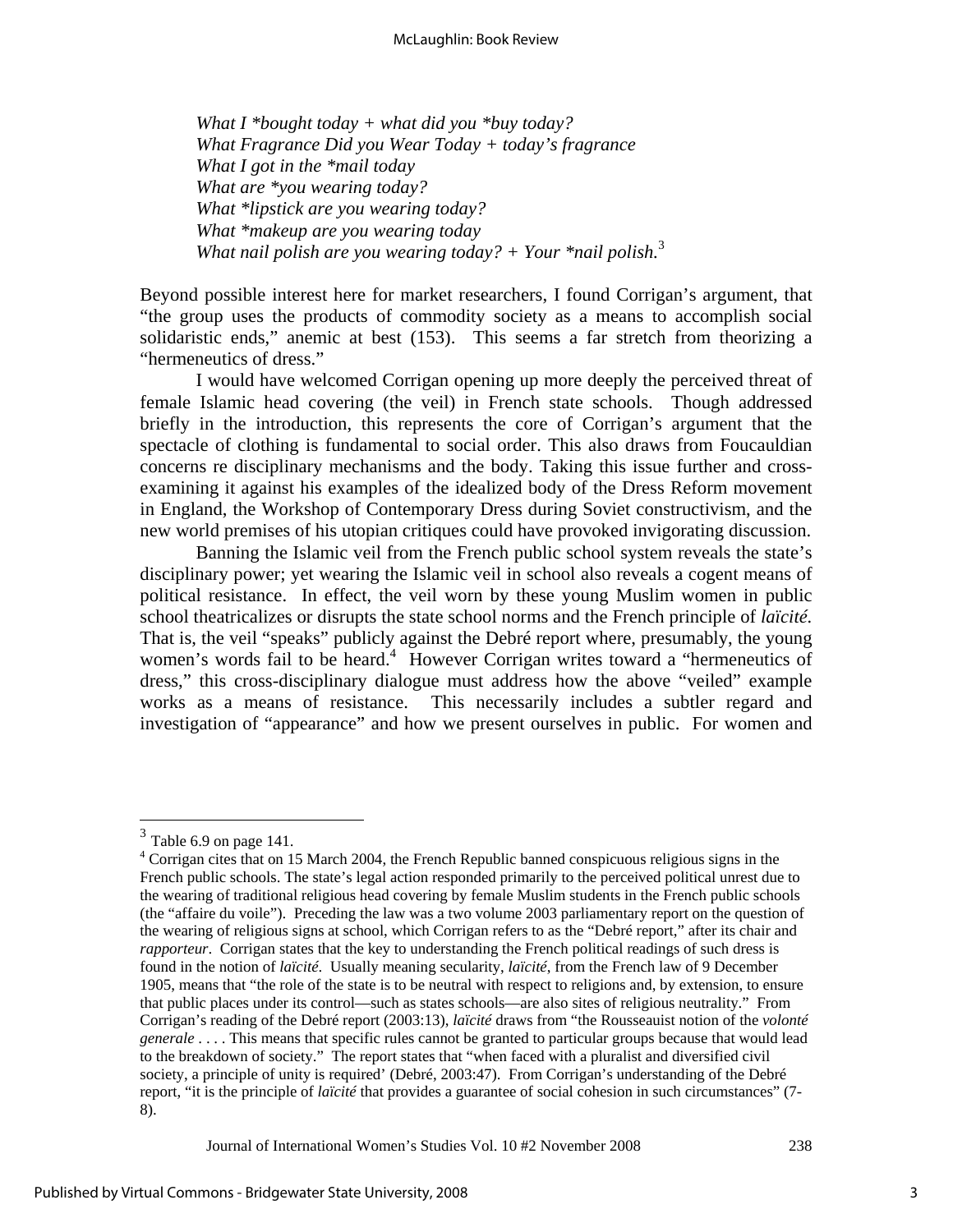*What I *bought today + what did you *buy today?*
*What Fragrance Did you Wear Today + today's fragrance*
*What I got in the *mail today*
*What are *you wearing today?*
*What *lipstick are you wearing today?*
*What *makeup are you wearing today*
*What nail polish are you wearing today? + Your *nail polish.*[3]

Beyond possible interest here for market researchers, I found Corrigan's argument, that "the group uses the products of commodity society as a means to accomplish social solidaristic ends," anemic at best (153). This seems a far stretch from theorizing a "hermeneutics of dress."

I would have welcomed Corrigan opening up more deeply the perceived threat of female Islamic head covering (the veil) in French state schools. Though addressed briefly in the introduction, this represents the core of Corrigan's argument that the spectacle of clothing is fundamental to social order. This also draws from Foucauldian concerns re disciplinary mechanisms and the body. Taking this issue further and cross-examining it against his examples of the idealized body of the Dress Reform movement in England, the Workshop of Contemporary Dress during Soviet constructivism, and the new world premises of his utopian critiques could have provoked invigorating discussion.

Banning the Islamic veil from the French public school system reveals the state's disciplinary power; yet wearing the Islamic veil in school also reveals a cogent means of political resistance. In effect, the veil worn by these young Muslim women in public school theatricalizes or disrupts the state school norms and the French principle of *laïcité*. That is, the veil "speaks" publicly against the Debré report where, presumably, the young women's words fail to be heard.[4] However Corrigan writes toward a "hermeneutics of dress," this cross-disciplinary dialogue must address how the above "veiled" example works as a means of resistance. This necessarily includes a subtler regard and investigation of "appearance" and how we present ourselves in public. For women and

---

[3] Table 6.9 on page 141.

[4] Corrigan cites that on 15 March 2004, the French Republic banned conspicuous religious signs in the French public schools. The state's legal action responded primarily to the perceived political unrest due to the wearing of traditional religious head covering by female Muslim students in the French public schools (the "affaire du voile"). Preceding the law was a two volume 2003 parliamentary report on the question of the wearing of religious signs at school, which Corrigan refers to as the "Debré report," after its chair and *rapporteur*. Corrigan states that the key to understanding the French political readings of such dress is found in the notion of *laïcité*. Usually meaning secularity, *laïcité*, from the French law of 9 December 1905, means that "the role of the state is to be neutral with respect to religions and, by extension, to ensure that public places under its control—such as states schools—are also sites of religious neutrality." From Corrigan's reading of the Debré report (2003:13), *laïcité* draws from "the Rousseauist notion of the *volonté generale* . . . . This means that specific rules cannot be granted to particular groups because that would lead to the breakdown of society." The report states that "when faced with a pluralist and diversified civil society, a principle of unity is required' (Debré, 2003:47). From Corrigan's understanding of the Debré report, "it is the principle of *laïcité* that provides a guarantee of social cohesion in such circumstances" (7-8).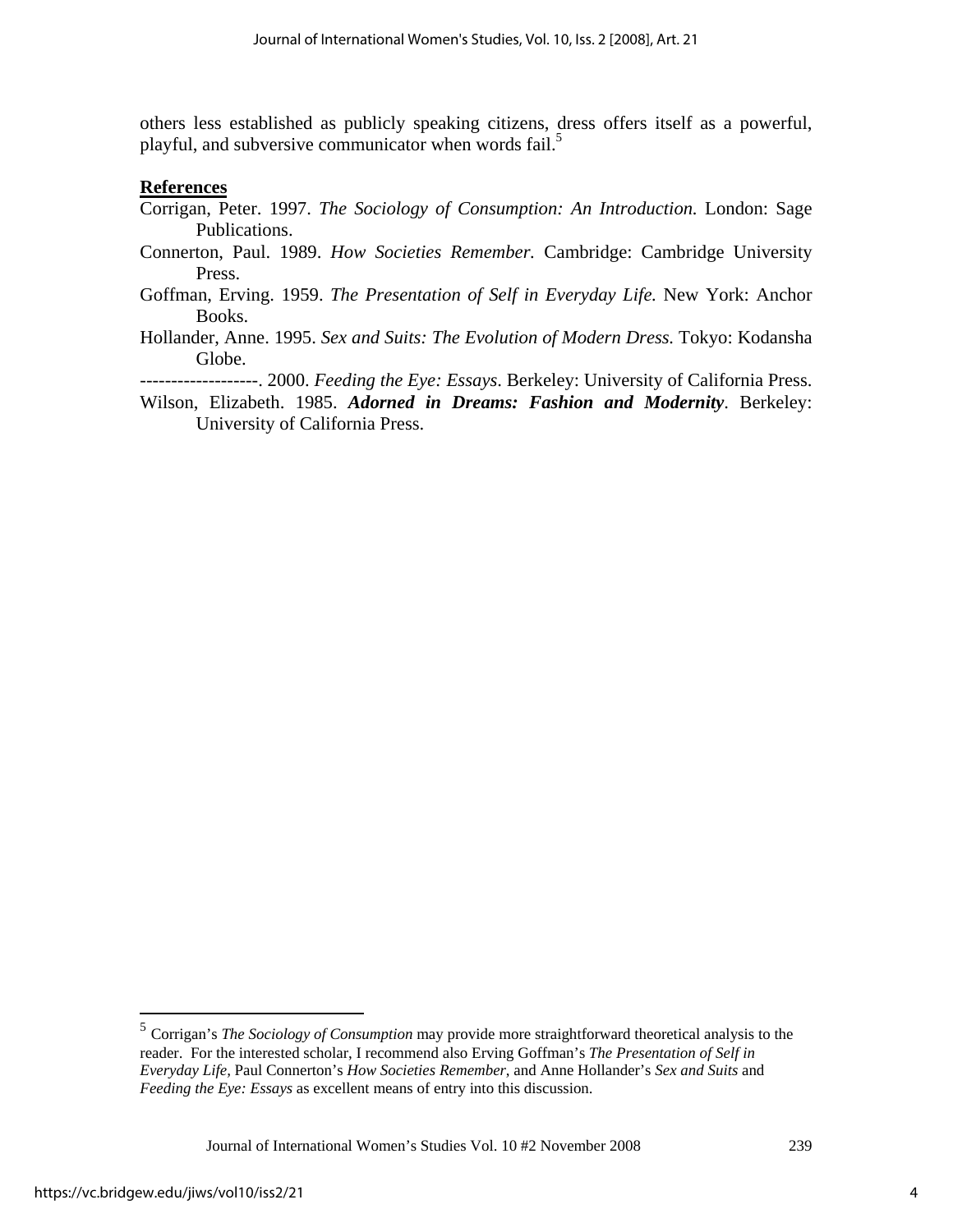others less established as publicly speaking citizens, dress offers itself as a powerful, playful, and subversive communicator when words fail.[5]

## References

Corrigan, Peter. 1997. *The Sociology of Consumption: An Introduction.* London: Sage Publications.

Connerton, Paul. 1989. *How Societies Remember.* Cambridge: Cambridge University Press.

Goffman, Erving. 1959. *The Presentation of Self in Everyday Life.* New York: Anchor Books.

Hollander, Anne. 1995. *Sex and Suits: The Evolution of Modern Dress.* Tokyo: Kodansha Globe.

-------------------. 2000. *Feeding the Eye: Essays*. Berkeley: University of California Press.

Wilson, Elizabeth. 1985. ***Adorned in Dreams: Fashion and Modernity***. Berkeley: University of California Press.

---

[5] Corrigan's *The Sociology of Consumption* may provide more straightforward theoretical analysis to the reader. For the interested scholar, I recommend also Erving Goffman's *The Presentation of Self in Everyday Life*, Paul Connerton's *How Societies Remember*, and Anne Hollander's *Sex and Suits* and *Feeding the Eye: Essays* as excellent means of entry into this discussion.